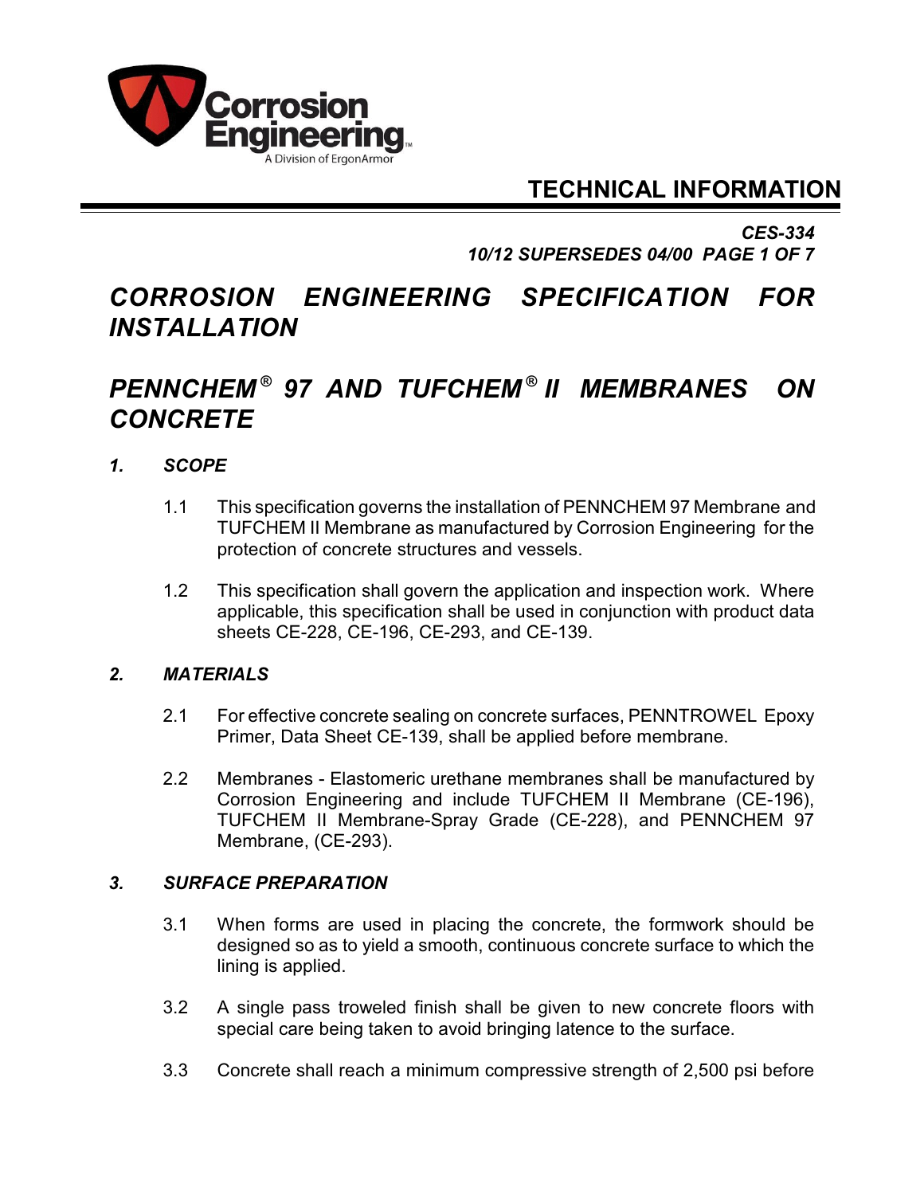# TECHNICAL INFORMATION

*CES-334*
*10/12 SUPERSEDES 04/00*

# *CORROSION ENGINEERING SPECIFICATION FOR INSTALLATION*

# *PENNCHEM® 97 AND TUFCHEM® II MEMBRANES ON CONCRETE*

## *1. SCOPE*

1.1 This specification governs the installation of PENNCHEM 97 Membrane and TUFCHEM II Membrane as manufactured by Corrosion Engineering for the protection of concrete structures and vessels.

1.2 This specification shall govern the application and inspection work. Where applicable, this specification shall be used in conjunction with product data sheets CE-228, CE-196, CE-293, and CE-139.

## *2. MATERIALS*

2.1 For effective concrete sealing on concrete surfaces, PENNTROWEL Epoxy Primer, Data Sheet CE-139, shall be applied before membrane.

2.2 Membranes - Elastomeric urethane membranes shall be manufactured by Corrosion Engineering and include TUFCHEM II Membrane (CE-196), TUFCHEM II Membrane-Spray Grade (CE-228), and PENNCHEM 97 Membrane, (CE-293).

## *3. SURFACE PREPARATION*

3.1 When forms are used in placing the concrete, the formwork should be designed so as to yield a smooth, continuous concrete surface to which the lining is applied.

3.2 A single pass troweled finish shall be given to new concrete floors with special care being taken to avoid bringing latence to the surface.

3.3 Concrete shall reach a minimum compressive strength of 2,500 psi before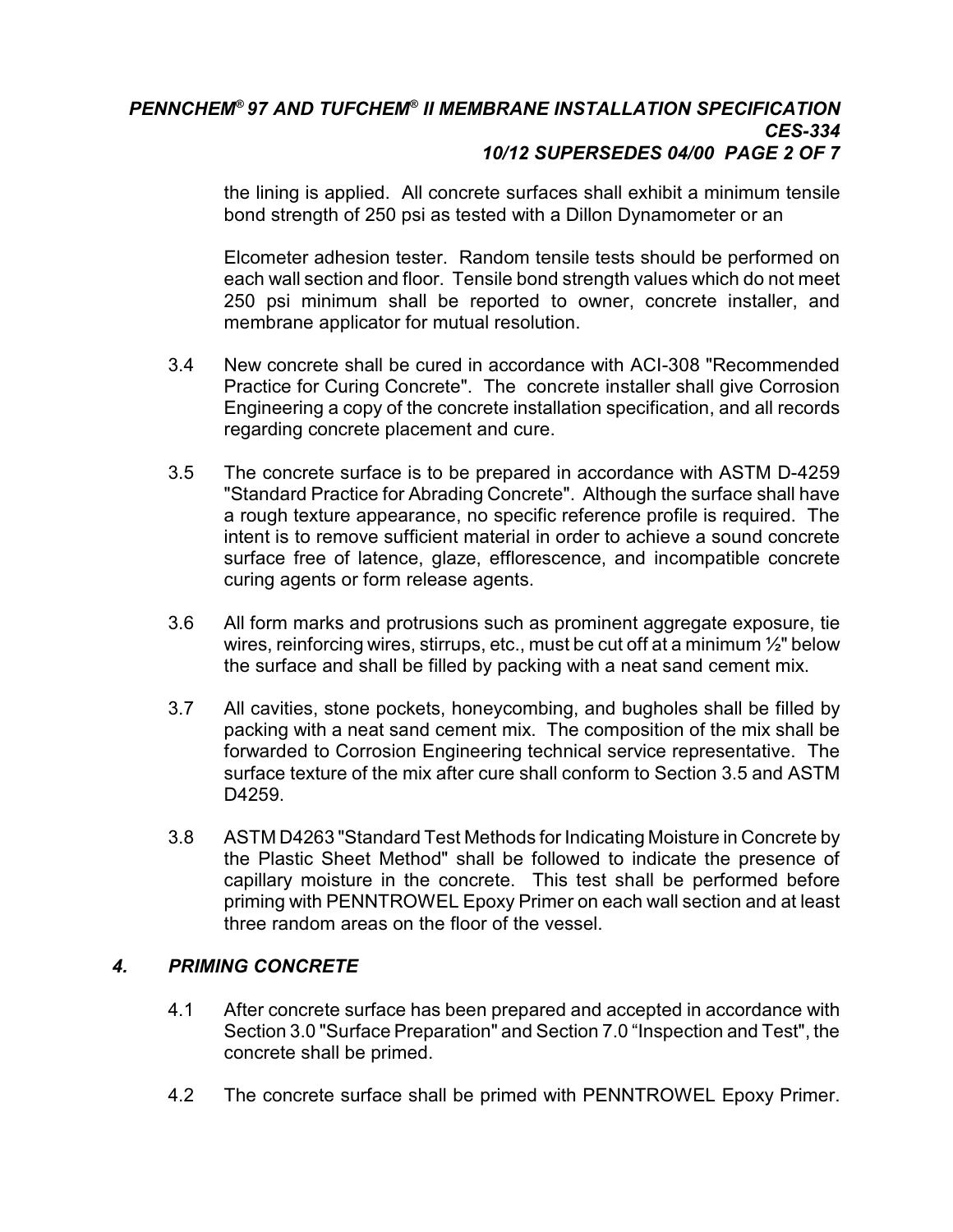the lining is applied. All concrete surfaces shall exhibit a minimum tensile bond strength of 250 psi as tested with a Dillon Dynamometer or an

Elcometer adhesion tester. Random tensile tests should be performed on each wall section and floor. Tensile bond strength values which do not meet 250 psi minimum shall be reported to owner, concrete installer, and membrane applicator for mutual resolution.

3.4 New concrete shall be cured in accordance with ACI-308 "Recommended Practice for Curing Concrete". The concrete installer shall give Corrosion Engineering a copy of the concrete installation specification, and all records regarding concrete placement and cure.

3.5 The concrete surface is to be prepared in accordance with ASTM D-4259 "Standard Practice for Abrading Concrete". Although the surface shall have a rough texture appearance, no specific reference profile is required. The intent is to remove sufficient material in order to achieve a sound concrete surface free of latence, glaze, efflorescence, and incompatible concrete curing agents or form release agents.

3.6 All form marks and protrusions such as prominent aggregate exposure, tie wires, reinforcing wires, stirrups, etc., must be cut off at a minimum ½" below the surface and shall be filled by packing with a neat sand cement mix.

3.7 All cavities, stone pockets, honeycombing, and bugholes shall be filled by packing with a neat sand cement mix. The composition of the mix shall be forwarded to Corrosion Engineering technical service representative. The surface texture of the mix after cure shall conform to Section 3.5 and ASTM D4259.

3.8 ASTM D4263 "Standard Test Methods for Indicating Moisture in Concrete by the Plastic Sheet Method" shall be followed to indicate the presence of capillary moisture in the concrete. This test shall be performed before priming with PENNTROWEL Epoxy Primer on each wall section and at least three random areas on the floor of the vessel.

## *4. PRIMING CONCRETE*

4.1 After concrete surface has been prepared and accepted in accordance with Section 3.0 "Surface Preparation" and Section 7.0 "Inspection and Test", the concrete shall be primed.

4.2 The concrete surface shall be primed with PENNTROWEL Epoxy Primer.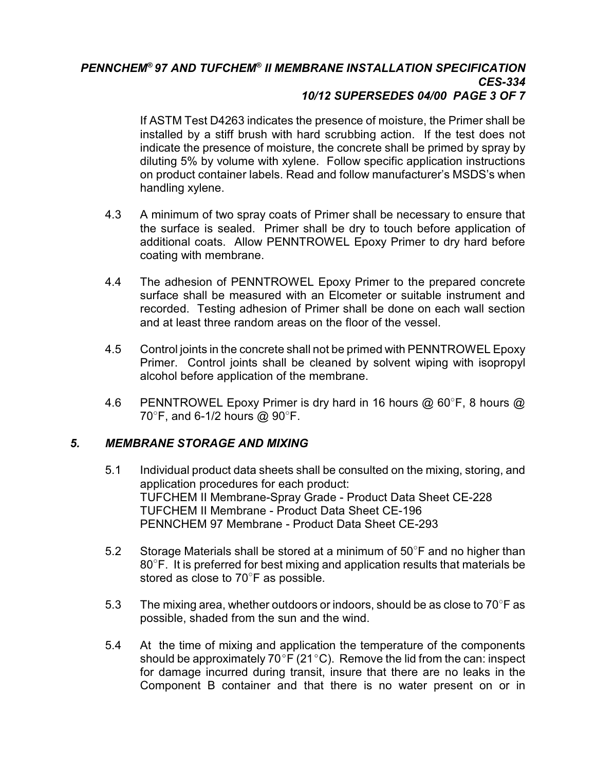If ASTM Test D4263 indicates the presence of moisture, the Primer shall be installed by a stiff brush with hard scrubbing action. If the test does not indicate the presence of moisture, the concrete shall be primed by spray by diluting 5% by volume with xylene. Follow specific application instructions on product container labels. Read and follow manufacturer's MSDS's when handling xylene.

4.3 A minimum of two spray coats of Primer shall be necessary to ensure that the surface is sealed. Primer shall be dry to touch before application of additional coats. Allow PENNTROWEL Epoxy Primer to dry hard before coating with membrane.

4.4 The adhesion of PENNTROWEL Epoxy Primer to the prepared concrete surface shall be measured with an Elcometer or suitable instrument and recorded. Testing adhesion of Primer shall be done on each wall section and at least three random areas on the floor of the vessel.

4.5 Control joints in the concrete shall not be primed with PENNTROWEL Epoxy Primer. Control joints shall be cleaned by solvent wiping with isopropyl alcohol before application of the membrane.

4.6 PENNTROWEL Epoxy Primer is dry hard in 16 hours @ 60°F, 8 hours @ 70°F, and 6-1/2 hours @ 90°F.

## *5. MEMBRANE STORAGE AND MIXING*

5.1 Individual product data sheets shall be consulted on the mixing, storing, and application procedures for each product:
TUFCHEM II Membrane-Spray Grade - Product Data Sheet CE-228
TUFCHEM II Membrane - Product Data Sheet CE-196
PENNCHEM 97 Membrane - Product Data Sheet CE-293

5.2 Storage Materials shall be stored at a minimum of 50°F and no higher than 80°F. It is preferred for best mixing and application results that materials be stored as close to 70°F as possible.

5.3 The mixing area, whether outdoors or indoors, should be as close to 70°F as possible, shaded from the sun and the wind.

5.4 At the time of mixing and application the temperature of the components should be approximately 70°F (21°C). Remove the lid from the can: inspect for damage incurred during transit, insure that there are no leaks in the Component B container and that there is no water present on or in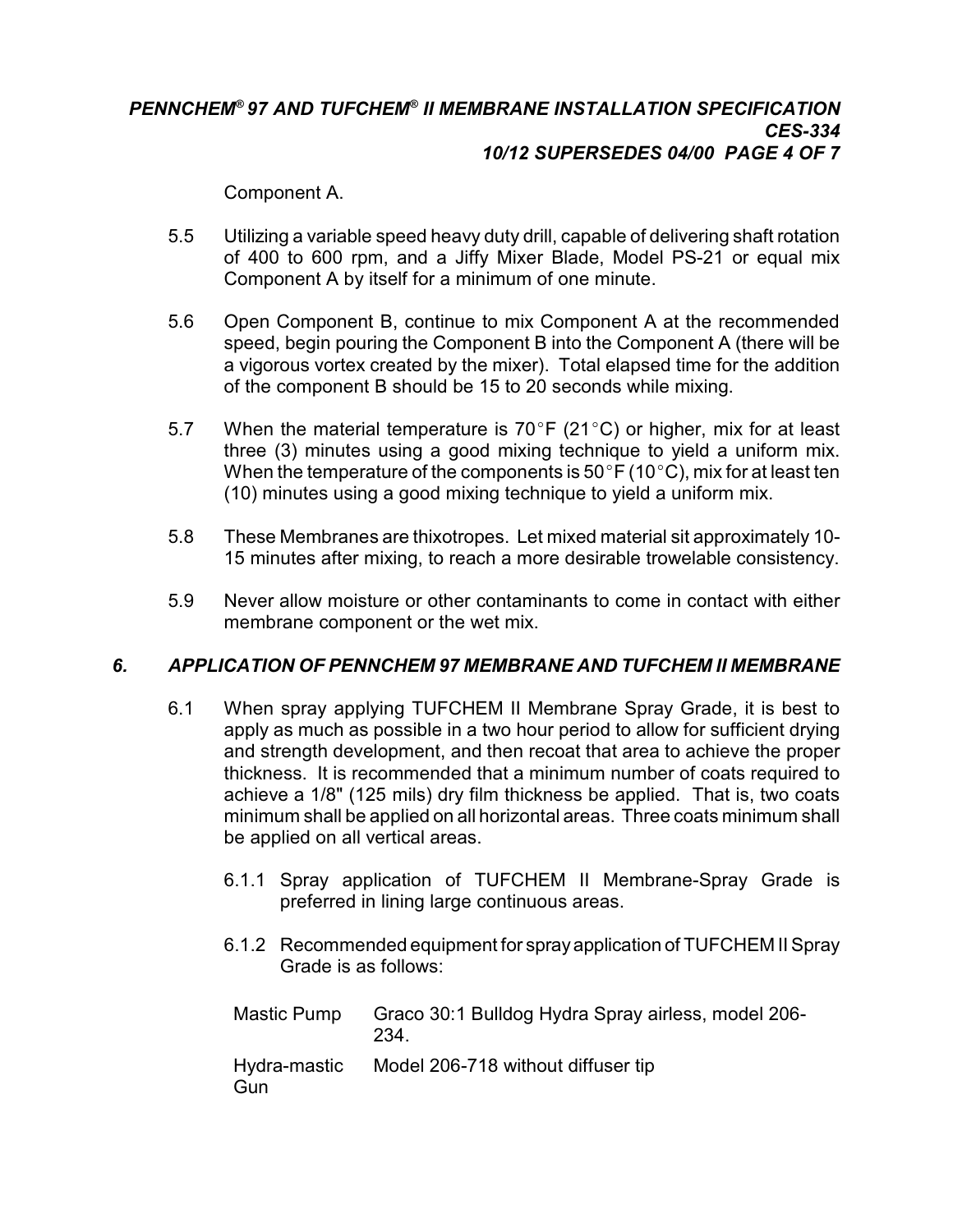Component A.

5.5 Utilizing a variable speed heavy duty drill, capable of delivering shaft rotation of 400 to 600 rpm, and a Jiffy Mixer Blade, Model PS-21 or equal mix Component A by itself for a minimum of one minute.

5.6 Open Component B, continue to mix Component A at the recommended speed, begin pouring the Component B into the Component A (there will be a vigorous vortex created by the mixer). Total elapsed time for the addition of the component B should be 15 to 20 seconds while mixing.

5.7 When the material temperature is 70°F (21°C) or higher, mix for at least three (3) minutes using a good mixing technique to yield a uniform mix. When the temperature of the components is 50°F (10°C), mix for at least ten (10) minutes using a good mixing technique to yield a uniform mix.

5.8 These Membranes are thixotropes. Let mixed material sit approximately 10-15 minutes after mixing, to reach a more desirable trowelable consistency.

5.9 Never allow moisture or other contaminants to come in contact with either membrane component or the wet mix.

## *6. APPLICATION OF PENNCHEM 97 MEMBRANE AND TUFCHEM II MEMBRANE*

6.1 When spray applying TUFCHEM II Membrane Spray Grade, it is best to apply as much as possible in a two hour period to allow for sufficient drying and strength development, and then recoat that area to achieve the proper thickness. It is recommended that a minimum number of coats required to achieve a 1/8" (125 mils) dry film thickness be applied. That is, two coats minimum shall be applied on all horizontal areas. Three coats minimum shall be applied on all vertical areas.

6.1.1 Spray application of TUFCHEM II Membrane-Spray Grade is preferred in lining large continuous areas.

6.1.2 Recommended equipment for spray application of TUFCHEM II Spray Grade is as follows:

| | |
|---|---|
| Mastic Pump | Graco 30:1 Bulldog Hydra Spray airless, model 206-234. |
| Hydra-mastic Gun | Model 206-718 without diffuser tip |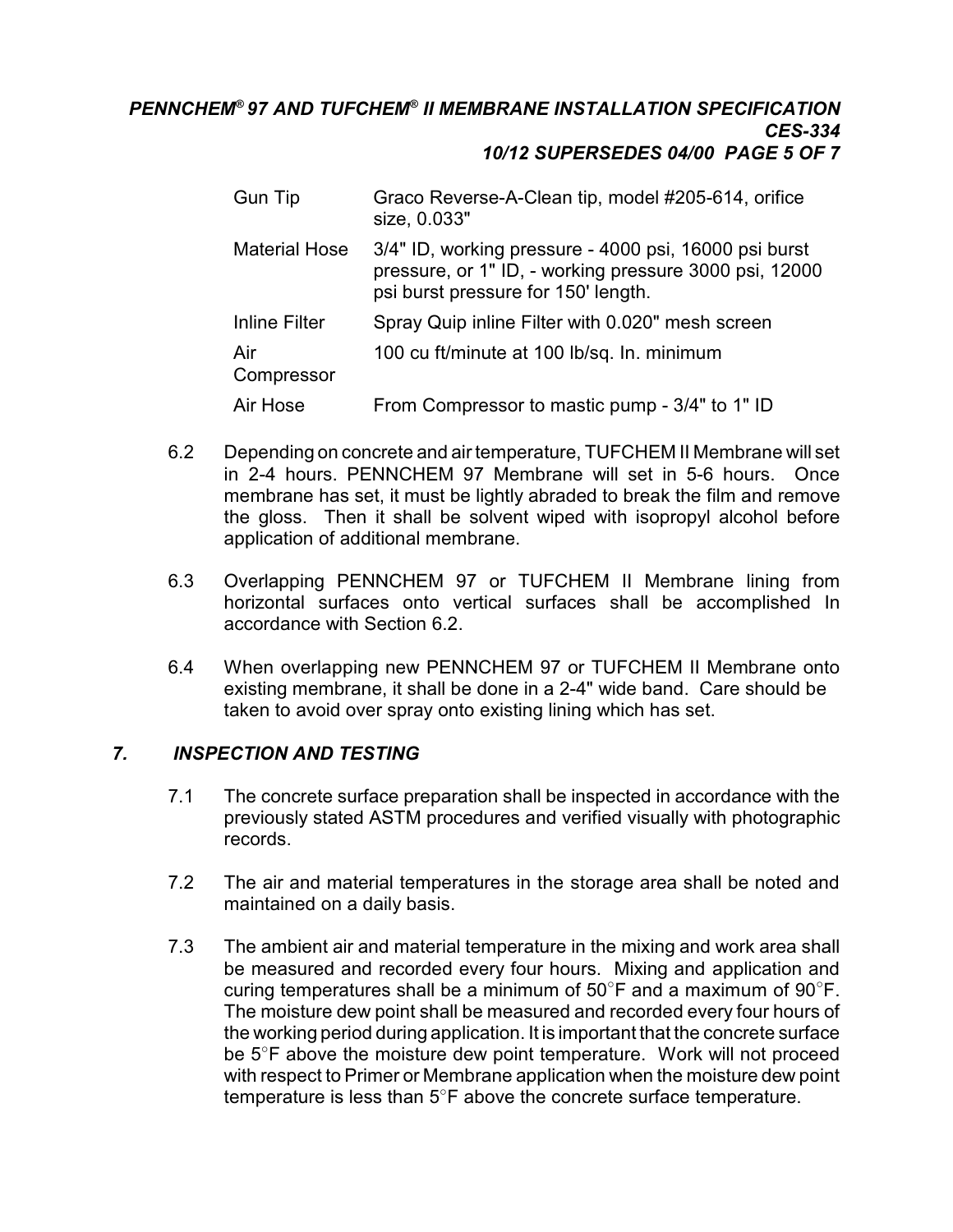| | |
|---|---|
| Gun Tip | Graco Reverse-A-Clean tip, model #205-614, orifice size, 0.033" |
| Material Hose | 3/4" ID, working pressure - 4000 psi, 16000 psi burst pressure, or 1" ID, - working pressure 3000 psi, 12000 psi burst pressure for 150' length. |
| Inline Filter | Spray Quip inline Filter with 0.020" mesh screen |
| Air Compressor | 100 cu ft/minute at 100 lb/sq. In. minimum |
| Air Hose | From Compressor to mastic pump - 3/4" to 1" ID |

6.2 Depending on concrete and air temperature, TUFCHEM II Membrane will set in 2-4 hours. PENNCHEM 97 Membrane will set in 5-6 hours. Once membrane has set, it must be lightly abraded to break the film and remove the gloss. Then it shall be solvent wiped with isopropyl alcohol before application of additional membrane.

6.3 Overlapping PENNCHEM 97 or TUFCHEM II Membrane lining from horizontal surfaces onto vertical surfaces shall be accomplished In accordance with Section 6.2.

6.4 When overlapping new PENNCHEM 97 or TUFCHEM II Membrane onto existing membrane, it shall be done in a 2-4" wide band. Care should be taken to avoid over spray onto existing lining which has set.

## *7. INSPECTION AND TESTING*

7.1 The concrete surface preparation shall be inspected in accordance with the previously stated ASTM procedures and verified visually with photographic records.

7.2 The air and material temperatures in the storage area shall be noted and maintained on a daily basis.

7.3 The ambient air and material temperature in the mixing and work area shall be measured and recorded every four hours. Mixing and application and curing temperatures shall be a minimum of 50°F and a maximum of 90°F. The moisture dew point shall be measured and recorded every four hours of the working period during application. It is important that the concrete surface be 5°F above the moisture dew point temperature. Work will not proceed with respect to Primer or Membrane application when the moisture dew point temperature is less than 5°F above the concrete surface temperature.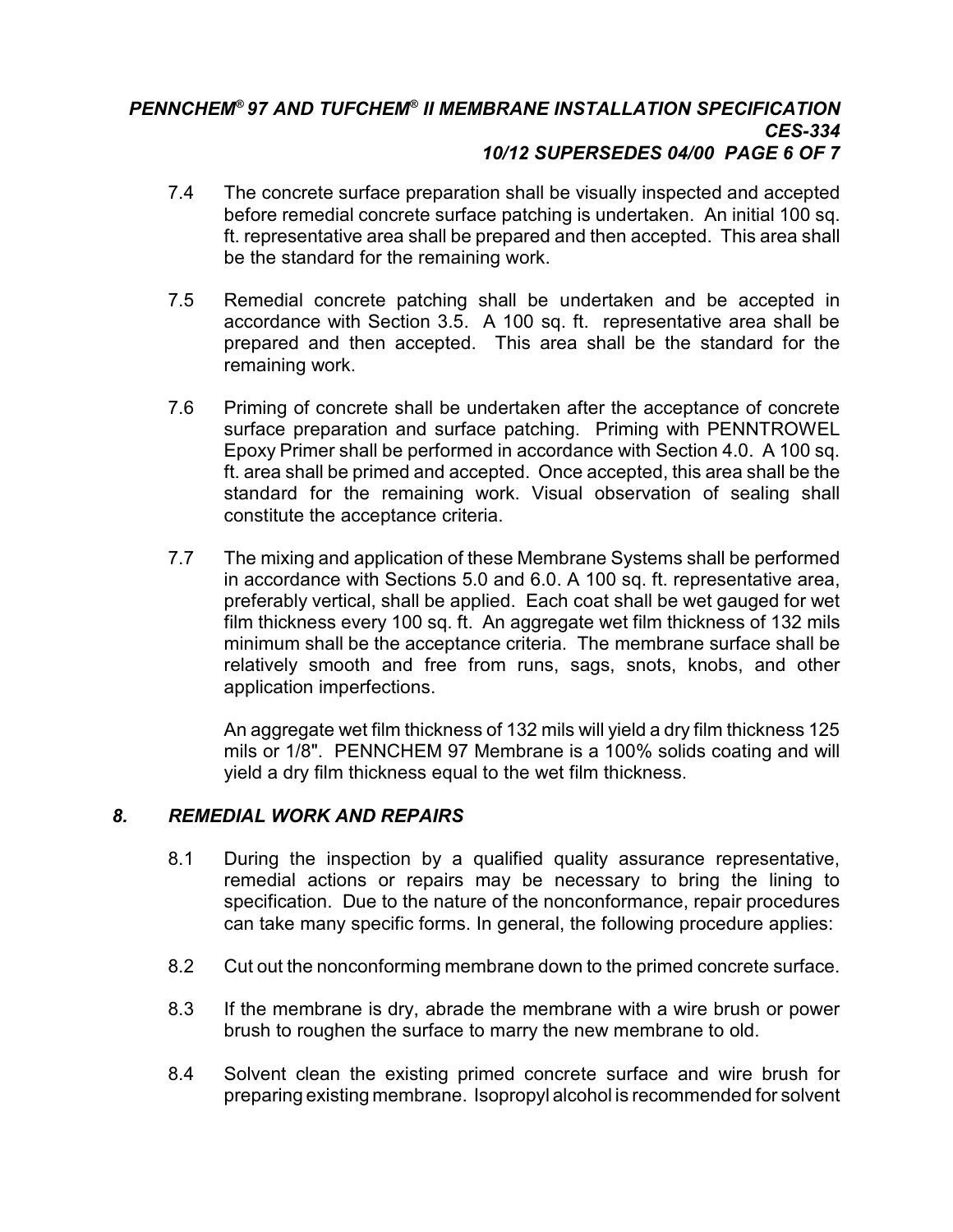7.4 The concrete surface preparation shall be visually inspected and accepted before remedial concrete surface patching is undertaken. An initial 100 sq. ft. representative area shall be prepared and then accepted. This area shall be the standard for the remaining work.

7.5 Remedial concrete patching shall be undertaken and be accepted in accordance with Section 3.5. A 100 sq. ft. representative area shall be prepared and then accepted. This area shall be the standard for the remaining work.

7.6 Priming of concrete shall be undertaken after the acceptance of concrete surface preparation and surface patching. Priming with PENNTROWEL Epoxy Primer shall be performed in accordance with Section 4.0. A 100 sq. ft. area shall be primed and accepted. Once accepted, this area shall be the standard for the remaining work. Visual observation of sealing shall constitute the acceptance criteria.

7.7 The mixing and application of these Membrane Systems shall be performed in accordance with Sections 5.0 and 6.0. A 100 sq. ft. representative area, preferably vertical, shall be applied. Each coat shall be wet gauged for wet film thickness every 100 sq. ft. An aggregate wet film thickness of 132 mils minimum shall be the acceptance criteria. The membrane surface shall be relatively smooth and free from runs, sags, snots, knobs, and other application imperfections.

An aggregate wet film thickness of 132 mils will yield a dry film thickness 125 mils or 1/8". PENNCHEM 97 Membrane is a 100% solids coating and will yield a dry film thickness equal to the wet film thickness.

## *8. REMEDIAL WORK AND REPAIRS*

8.1 During the inspection by a qualified quality assurance representative, remedial actions or repairs may be necessary to bring the lining to specification. Due to the nature of the nonconformance, repair procedures can take many specific forms. In general, the following procedure applies:

8.2 Cut out the nonconforming membrane down to the primed concrete surface.

8.3 If the membrane is dry, abrade the membrane with a wire brush or power brush to roughen the surface to marry the new membrane to old.

8.4 Solvent clean the existing primed concrete surface and wire brush for preparing existing membrane. Isopropyl alcohol is recommended for solvent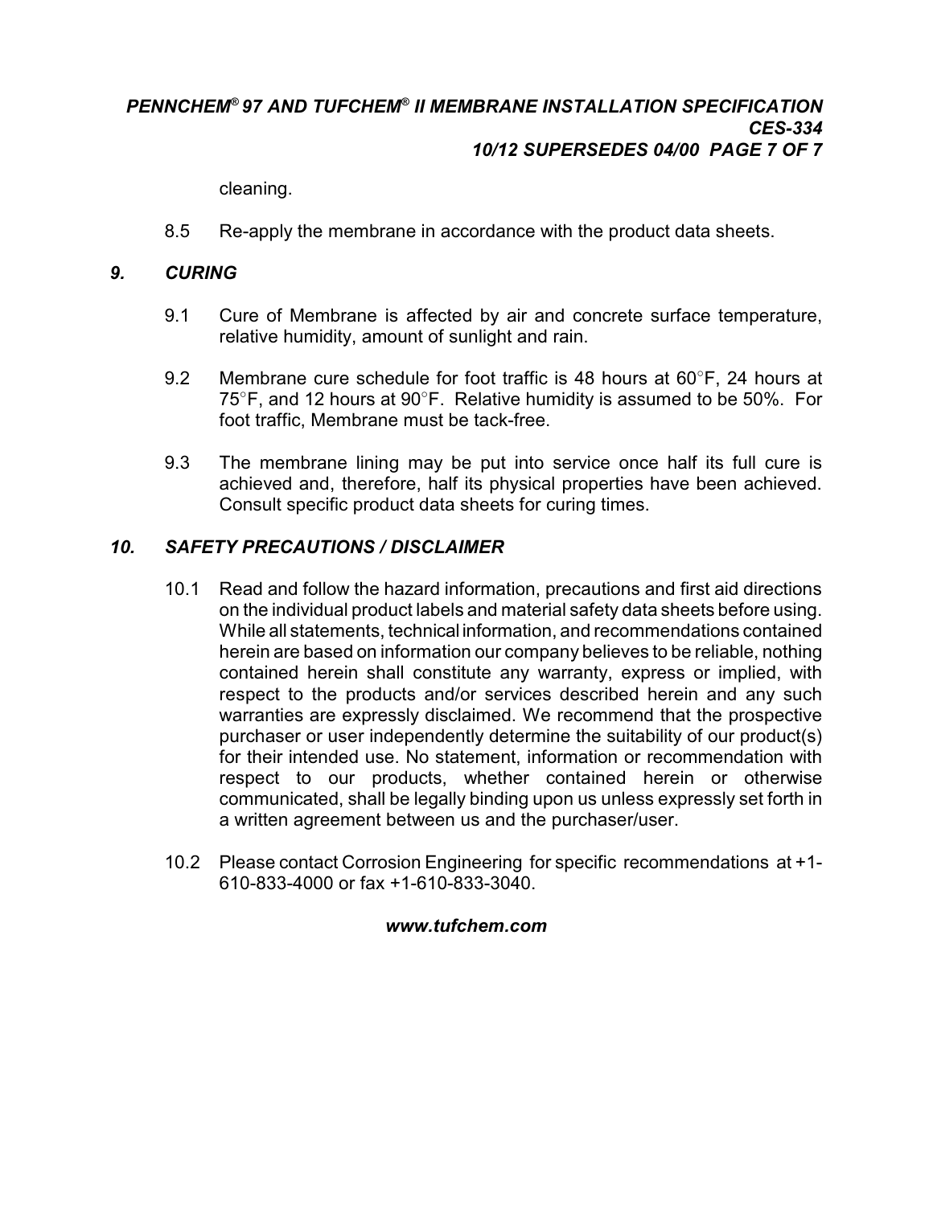cleaning.

8.5 Re-apply the membrane in accordance with the product data sheets.

## *9. CURING*

9.1 Cure of Membrane is affected by air and concrete surface temperature, relative humidity, amount of sunlight and rain.

9.2 Membrane cure schedule for foot traffic is 48 hours at 60°F, 24 hours at 75°F, and 12 hours at 90°F. Relative humidity is assumed to be 50%. For foot traffic, Membrane must be tack-free.

9.3 The membrane lining may be put into service once half its full cure is achieved and, therefore, half its physical properties have been achieved. Consult specific product data sheets for curing times.

## *10. SAFETY PRECAUTIONS / DISCLAIMER*

10.1 Read and follow the hazard information, precautions and first aid directions on the individual product labels and material safety data sheets before using. While all statements, technical information, and recommendations contained herein are based on information our company believes to be reliable, nothing contained herein shall constitute any warranty, express or implied, with respect to the products and/or services described herein and any such warranties are expressly disclaimed. We recommend that the prospective purchaser or user independently determine the suitability of our product(s) for their intended use. No statement, information or recommendation with respect to our products, whether contained herein or otherwise communicated, shall be legally binding upon us unless expressly set forth in a written agreement between us and the purchaser/user.

10.2 Please contact Corrosion Engineering for specific recommendations at +1-610-833-4000 or fax +1-610-833-3040.

***www.tufchem.com***